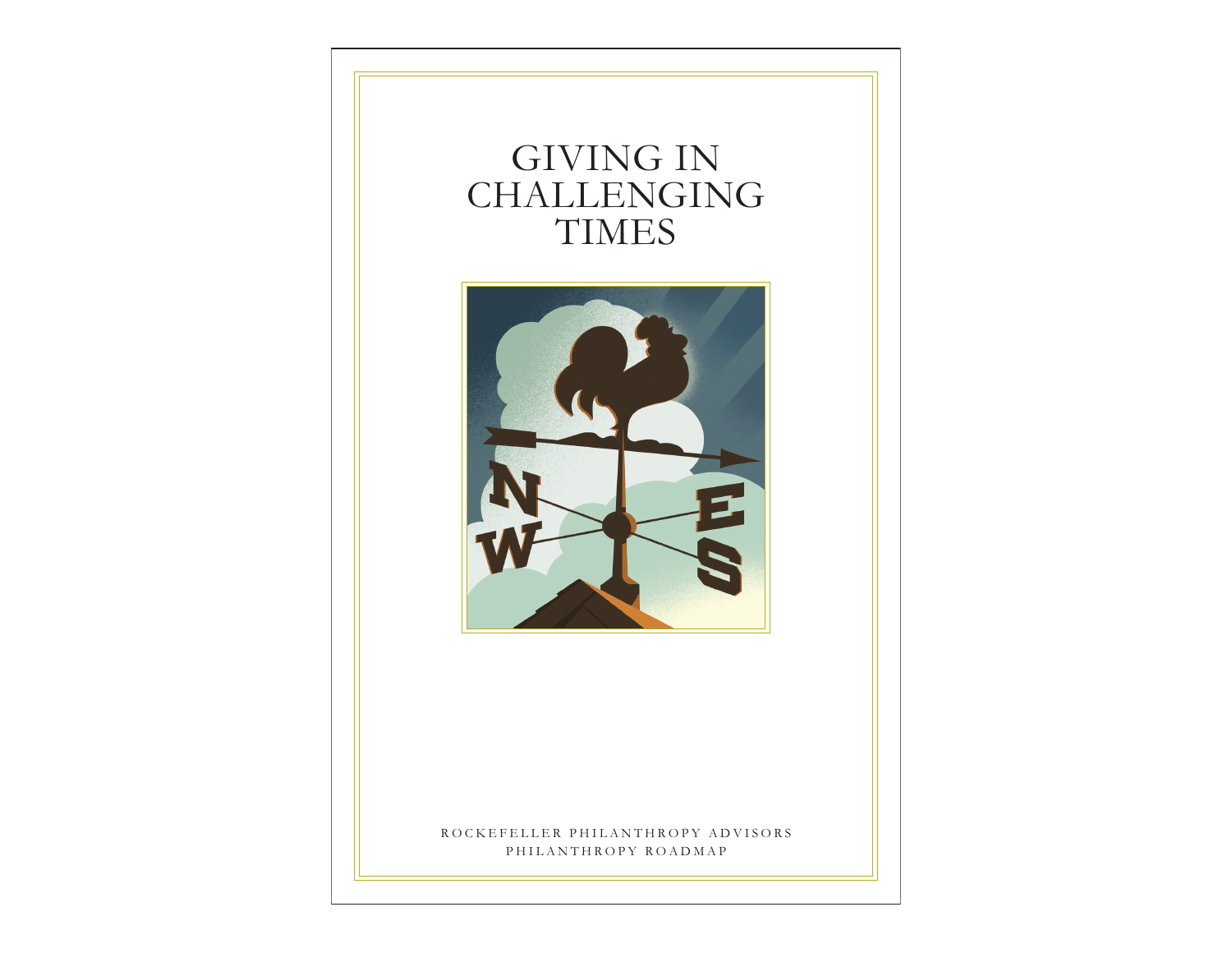# GIVING IN CHALLENGING TIMES

ROCKEFELLER PHILANTHROPY ADVISORS
PHILANTHROPY ROADMAP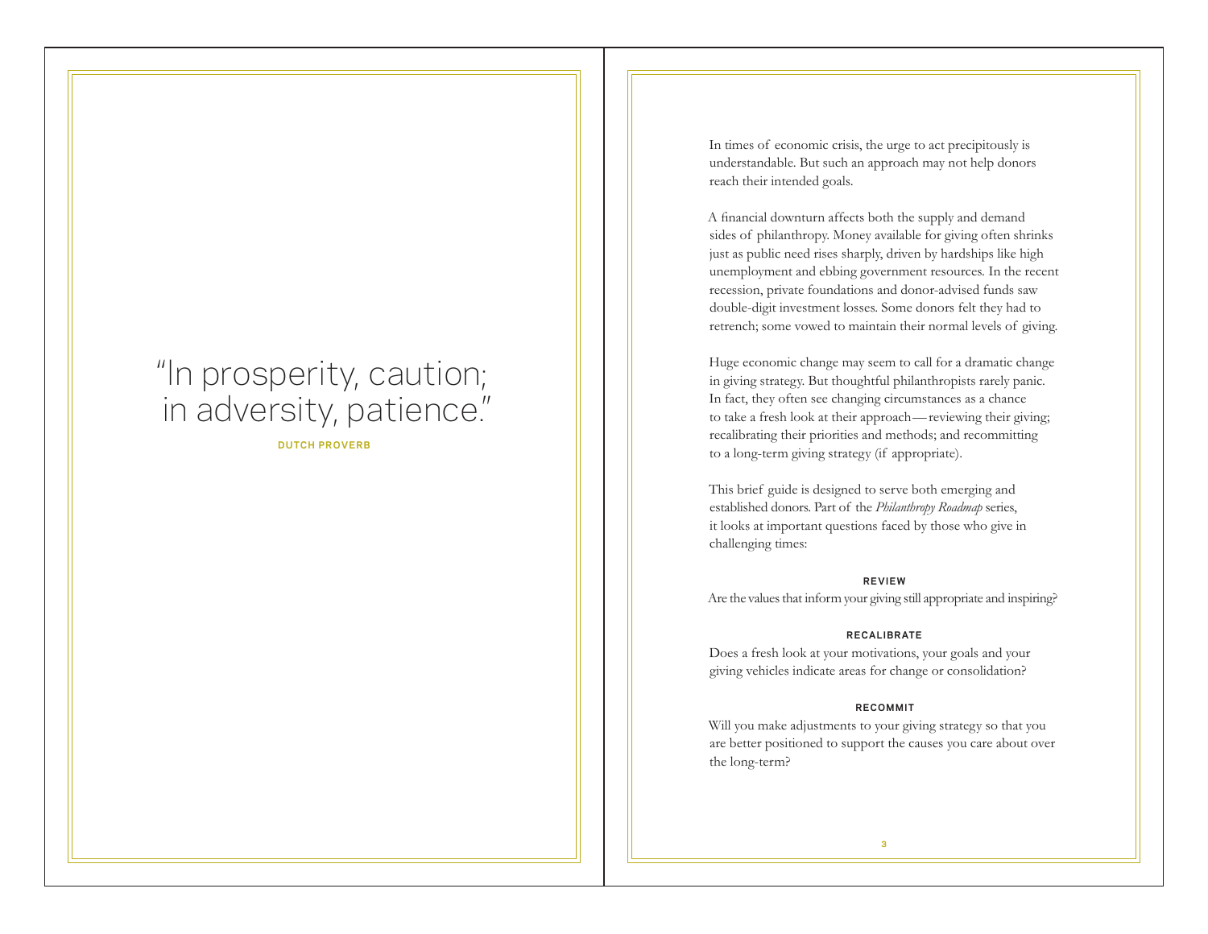> "In prosperity, caution; in adversity, patience."
>
> DUTCH PROVERB

In times of economic crisis, the urge to act precipitously is understandable. But such an approach may not help donors reach their intended goals.

A financial downturn affects both the supply and demand sides of philanthropy. Money available for giving often shrinks just as public need rises sharply, driven by hardships like high unemployment and ebbing government resources. In the recent recession, private foundations and donor-advised funds saw double-digit investment losses. Some donors felt they had to retrench; some vowed to maintain their normal levels of giving.

Huge economic change may seem to call for a dramatic change in giving strategy. But thoughtful philanthropists rarely panic. In fact, they often see changing circumstances as a chance to take a fresh look at their approach—reviewing their giving; recalibrating their priorities and methods; and recommitting to a long-term giving strategy (if appropriate).

This brief guide is designed to serve both emerging and established donors. Part of the *Philanthropy Roadmap* series, it looks at important questions faced by those who give in challenging times:

**REVIEW**

Are the values that inform your giving still appropriate and inspiring?

**RECALIBRATE**

Does a fresh look at your motivations, your goals and your giving vehicles indicate areas for change or consolidation?

**RECOMMIT**

Will you make adjustments to your giving strategy so that you are better positioned to support the causes you care about over the long-term?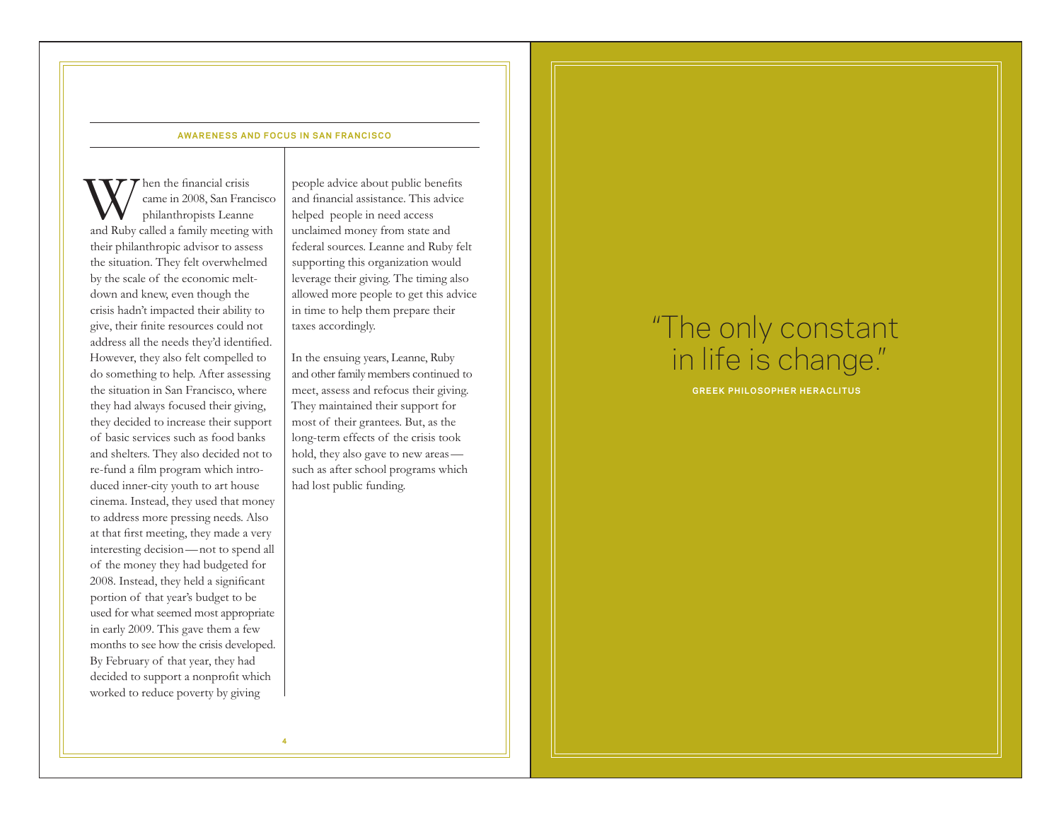## AWARENESS AND FOCUS IN SAN FRANCISCO

When the financial crisis came in 2008, San Francisco philanthropists Leanne and Ruby called a family meeting with their philanthropic advisor to assess the situation. They felt overwhelmed by the scale of the economic meltdown and knew, even though the crisis hadn't impacted their ability to give, their finite resources could not address all the needs they'd identified. However, they also felt compelled to do something to help. After assessing the situation in San Francisco, where they had always focused their giving, they decided to increase their support of basic services such as food banks and shelters. They also decided not to re-fund a film program which introduced inner-city youth to art house cinema. Instead, they used that money to address more pressing needs. Also at that first meeting, they made a very interesting decision — not to spend all of the money they had budgeted for 2008. Instead, they held a significant portion of that year's budget to be used for what seemed most appropriate in early 2009. This gave them a few months to see how the crisis developed. By February of that year, they had decided to support a nonprofit which worked to reduce poverty by giving people advice about public benefits and financial assistance. This advice helped people in need access unclaimed money from state and federal sources. Leanne and Ruby felt supporting this organization would leverage their giving. The timing also allowed more people to get this advice in time to help them prepare their taxes accordingly.

In the ensuing years, Leanne, Ruby and other family members continued to meet, assess and refocus their giving. They maintained their support for most of their grantees. But, as the long-term effects of the crisis took hold, they also gave to new areas — such as after school programs which had lost public funding.

"The only constant in life is change."

**GREEK PHILOSOPHER HERACLITUS**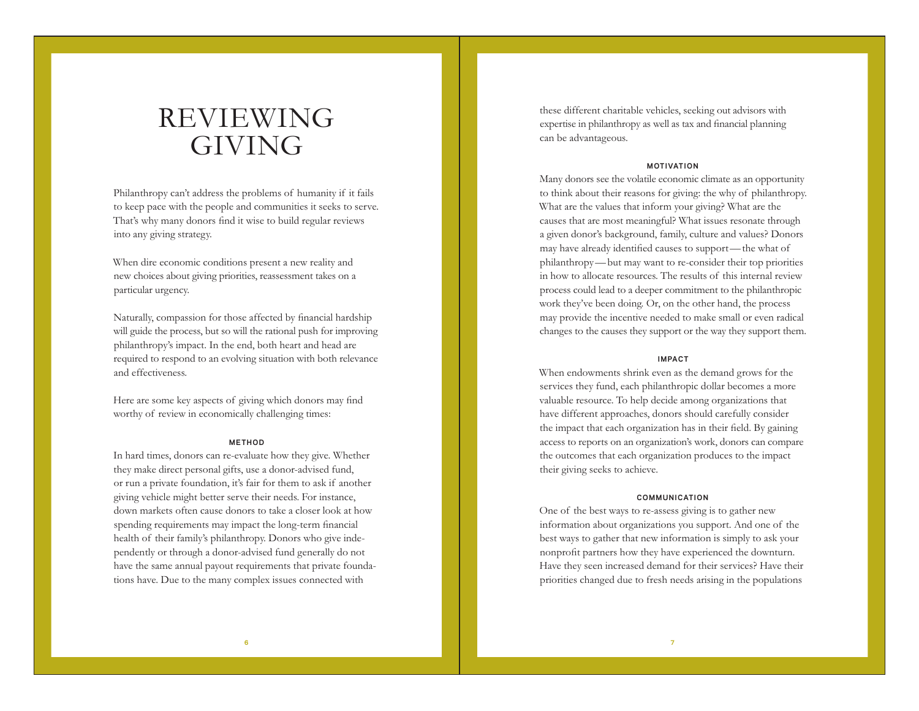# REVIEWING GIVING

Philanthropy can't address the problems of humanity if it fails to keep pace with the people and communities it seeks to serve. That's why many donors find it wise to build regular reviews into any giving strategy.

When dire economic conditions present a new reality and new choices about giving priorities, reassessment takes on a particular urgency.

Naturally, compassion for those affected by financial hardship will guide the process, but so will the rational push for improving philanthropy's impact. In the end, both heart and head are required to respond to an evolving situation with both relevance and effectiveness.

Here are some key aspects of giving which donors may find worthy of review in economically challenging times:

### METHOD

In hard times, donors can re-evaluate how they give. Whether they make direct personal gifts, use a donor-advised fund, or run a private foundation, it's fair for them to ask if another giving vehicle might better serve their needs. For instance, down markets often cause donors to take a closer look at how spending requirements may impact the long-term financial health of their family's philanthropy. Donors who give independently or through a donor-advised fund generally do not have the same annual payout requirements that private foundations have. Due to the many complex issues connected with these different charitable vehicles, seeking out advisors with expertise in philanthropy as well as tax and financial planning can be advantageous.

### MOTIVATION

Many donors see the volatile economic climate as an opportunity to think about their reasons for giving: the why of philanthropy. What are the values that inform your giving? What are the causes that are most meaningful? What issues resonate through a given donor's background, family, culture and values? Donors may have already identified causes to support — the what of philanthropy — but may want to re-consider their top priorities in how to allocate resources. The results of this internal review process could lead to a deeper commitment to the philanthropic work they've been doing. Or, on the other hand, the process may provide the incentive needed to make small or even radical changes to the causes they support or the way they support them.

### IMPACT

When endowments shrink even as the demand grows for the services they fund, each philanthropic dollar becomes a more valuable resource. To help decide among organizations that have different approaches, donors should carefully consider the impact that each organization has in their field. By gaining access to reports on an organization's work, donors can compare the outcomes that each organization produces to the impact their giving seeks to achieve.

### COMMUNICATION

One of the best ways to re-assess giving is to gather new information about organizations you support. And one of the best ways to gather that new information is simply to ask your nonprofit partners how they have experienced the downturn. Have they seen increased demand for their services? Have their priorities changed due to fresh needs arising in the populations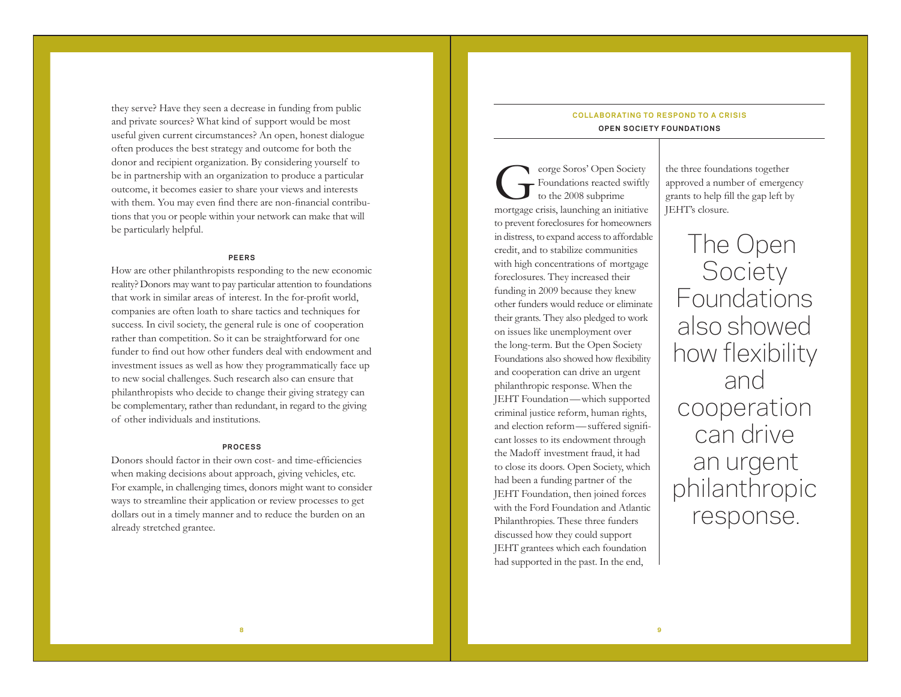they serve? Have they seen a decrease in funding from public and private sources? What kind of support would be most useful given current circumstances? An open, honest dialogue often produces the best strategy and outcome for both the donor and recipient organization. By considering yourself to be in partnership with an organization to produce a particular outcome, it becomes easier to share your views and interests with them. You may even find there are non-financial contributions that you or people within your network can make that will be particularly helpful.

### PEERS

How are other philanthropists responding to the new economic reality? Donors may want to pay particular attention to foundations that work in similar areas of interest. In the for-profit world, companies are often loath to share tactics and techniques for success. In civil society, the general rule is one of cooperation rather than competition. So it can be straightforward for one funder to find out how other funders deal with endowment and investment issues as well as how they programmatically face up to new social challenges. Such research also can ensure that philanthropists who decide to change their giving strategy can be complementary, rather than redundant, in regard to the giving of other individuals and institutions.

### PROCESS

Donors should factor in their own cost- and time-efficiencies when making decisions about approach, giving vehicles, etc. For example, in challenging times, donors might want to consider ways to streamline their application or review processes to get dollars out in a timely manner and to reduce the burden on an already stretched grantee.

## COLLABORATING TO RESPOND TO A CRISIS

**OPEN SOCIETY FOUNDATIONS**

George Soros' Open Society Foundations reacted swiftly to the 2008 subprime mortgage crisis, launching an initiative to prevent foreclosures for homeowners in distress, to expand access to affordable credit, and to stabilize communities with high concentrations of mortgage foreclosures. They increased their funding in 2009 because they knew other funders would reduce or eliminate their grants. They also pledged to work on issues like unemployment over the long-term. But the Open Society Foundations also showed how flexibility and cooperation can drive an urgent philanthropic response. When the JEHT Foundation—which supported criminal justice reform, human rights, and election reform—suffered significant losses to its endowment through the Madoff investment fraud, it had to close its doors. Open Society, which had been a funding partner of the JEHT Foundation, then joined forces with the Ford Foundation and Atlantic Philanthropies. These three funders discussed how they could support JEHT grantees which each foundation had supported in the past. In the end, the three foundations together approved a number of emergency grants to help fill the gap left by JEHT's closure.

> The Open Society Foundations also showed how flexibility and cooperation can drive an urgent philanthropic response.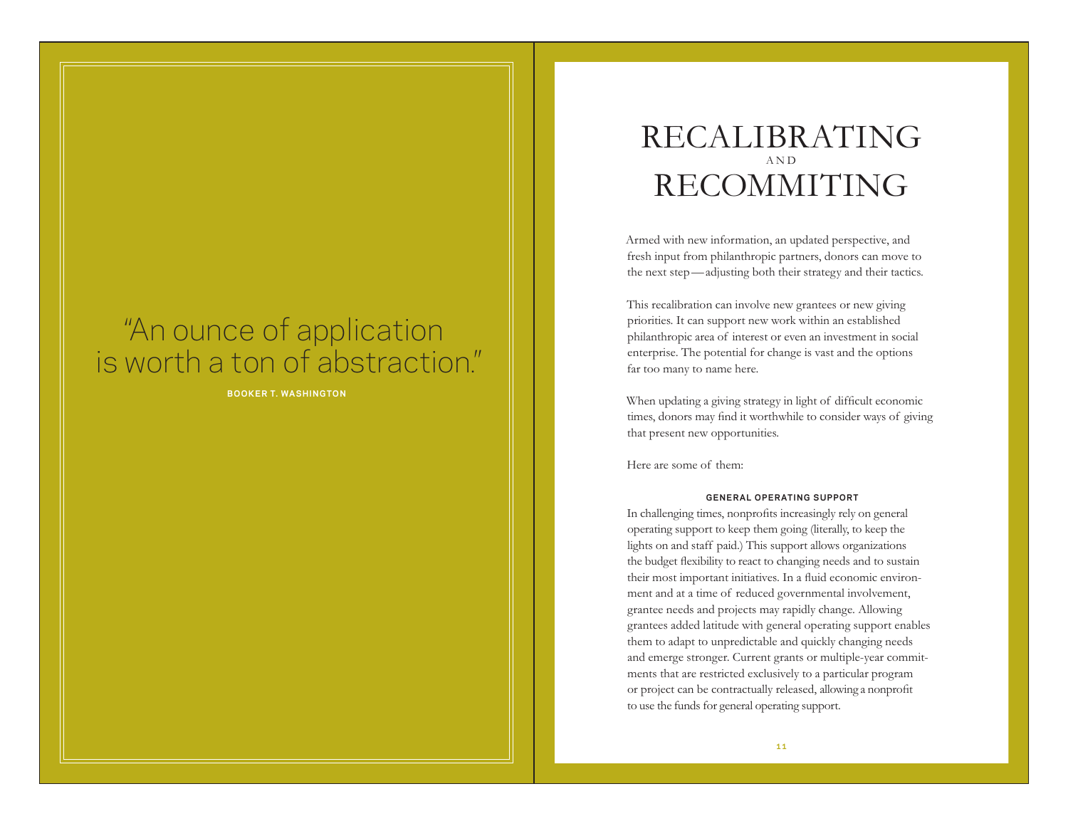> "An ounce of application is worth a ton of abstraction."
>
> **BOOKER T. WASHINGTON**

# RECALIBRATING AND RECOMMITING

Armed with new information, an updated perspective, and fresh input from philanthropic partners, donors can move to the next step — adjusting both their strategy and their tactics.

This recalibration can involve new grantees or new giving priorities. It can support new work within an established philanthropic area of interest or even an investment in social enterprise. The potential for change is vast and the options far too many to name here.

When updating a giving strategy in light of difficult economic times, donors may find it worthwhile to consider ways of giving that present new opportunities.

Here are some of them:

### GENERAL OPERATING SUPPORT

In challenging times, nonprofits increasingly rely on general operating support to keep them going (literally, to keep the lights on and staff paid.) This support allows organizations the budget flexibility to react to changing needs and to sustain their most important initiatives. In a fluid economic environment and at a time of reduced governmental involvement, grantee needs and projects may rapidly change. Allowing grantees added latitude with general operating support enables them to adapt to unpredictable and quickly changing needs and emerge stronger. Current grants or multiple-year commitments that are restricted exclusively to a particular program or project can be contractually released, allowing a nonprofit to use the funds for general operating support.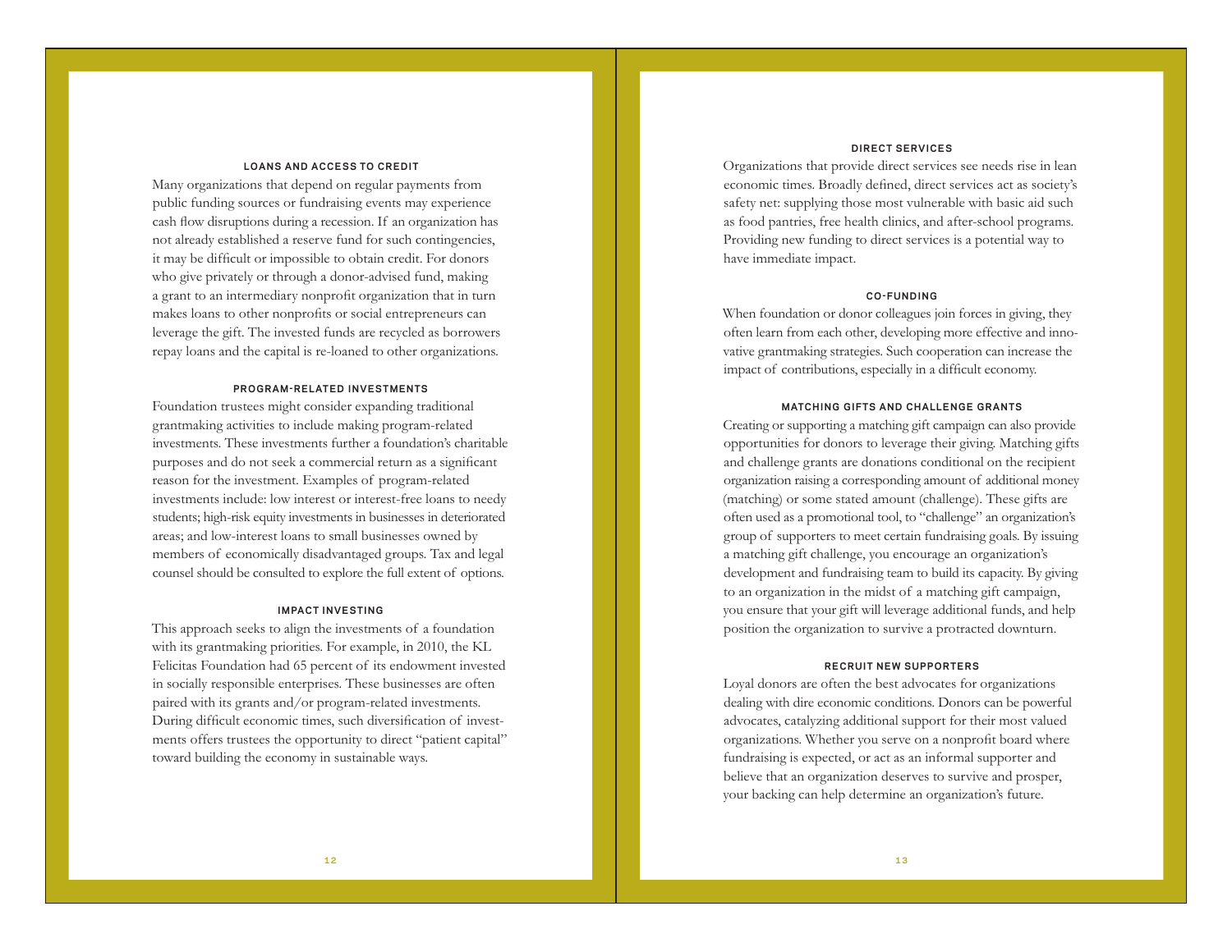### LOANS AND ACCESS TO CREDIT

Many organizations that depend on regular payments from public funding sources or fundraising events may experience cash flow disruptions during a recession. If an organization has not already established a reserve fund for such contingencies, it may be difficult or impossible to obtain credit. For donors who give privately or through a donor-advised fund, making a grant to an intermediary nonprofit organization that in turn makes loans to other nonprofits or social entrepreneurs can leverage the gift. The invested funds are recycled as borrowers repay loans and the capital is re-loaned to other organizations.

### PROGRAM-RELATED INVESTMENTS

Foundation trustees might consider expanding traditional grantmaking activities to include making program-related investments. These investments further a foundation's charitable purposes and do not seek a commercial return as a significant reason for the investment. Examples of program-related investments include: low interest or interest-free loans to needy students; high-risk equity investments in businesses in deteriorated areas; and low-interest loans to small businesses owned by members of economically disadvantaged groups. Tax and legal counsel should be consulted to explore the full extent of options.

### IMPACT INVESTING

This approach seeks to align the investments of a foundation with its grantmaking priorities. For example, in 2010, the KL Felicitas Foundation had 65 percent of its endowment invested in socially responsible enterprises. These businesses are often paired with its grants and/or program-related investments. During difficult economic times, such diversification of investments offers trustees the opportunity to direct "patient capital" toward building the economy in sustainable ways.

### DIRECT SERVICES

Organizations that provide direct services see needs rise in lean economic times. Broadly defined, direct services act as society's safety net: supplying those most vulnerable with basic aid such as food pantries, free health clinics, and after-school programs. Providing new funding to direct services is a potential way to have immediate impact.

### CO-FUNDING

When foundation or donor colleagues join forces in giving, they often learn from each other, developing more effective and innovative grantmaking strategies. Such cooperation can increase the impact of contributions, especially in a difficult economy.

### MATCHING GIFTS AND CHALLENGE GRANTS

Creating or supporting a matching gift campaign can also provide opportunities for donors to leverage their giving. Matching gifts and challenge grants are donations conditional on the recipient organization raising a corresponding amount of additional money (matching) or some stated amount (challenge). These gifts are often used as a promotional tool, to "challenge" an organization's group of supporters to meet certain fundraising goals. By issuing a matching gift challenge, you encourage an organization's development and fundraising team to build its capacity. By giving to an organization in the midst of a matching gift campaign, you ensure that your gift will leverage additional funds, and help position the organization to survive a protracted downturn.

### RECRUIT NEW SUPPORTERS

Loyal donors are often the best advocates for organizations dealing with dire economic conditions. Donors can be powerful advocates, catalyzing additional support for their most valued organizations. Whether you serve on a nonprofit board where fundraising is expected, or act as an informal supporter and believe that an organization deserves to survive and prosper, your backing can help determine an organization's future.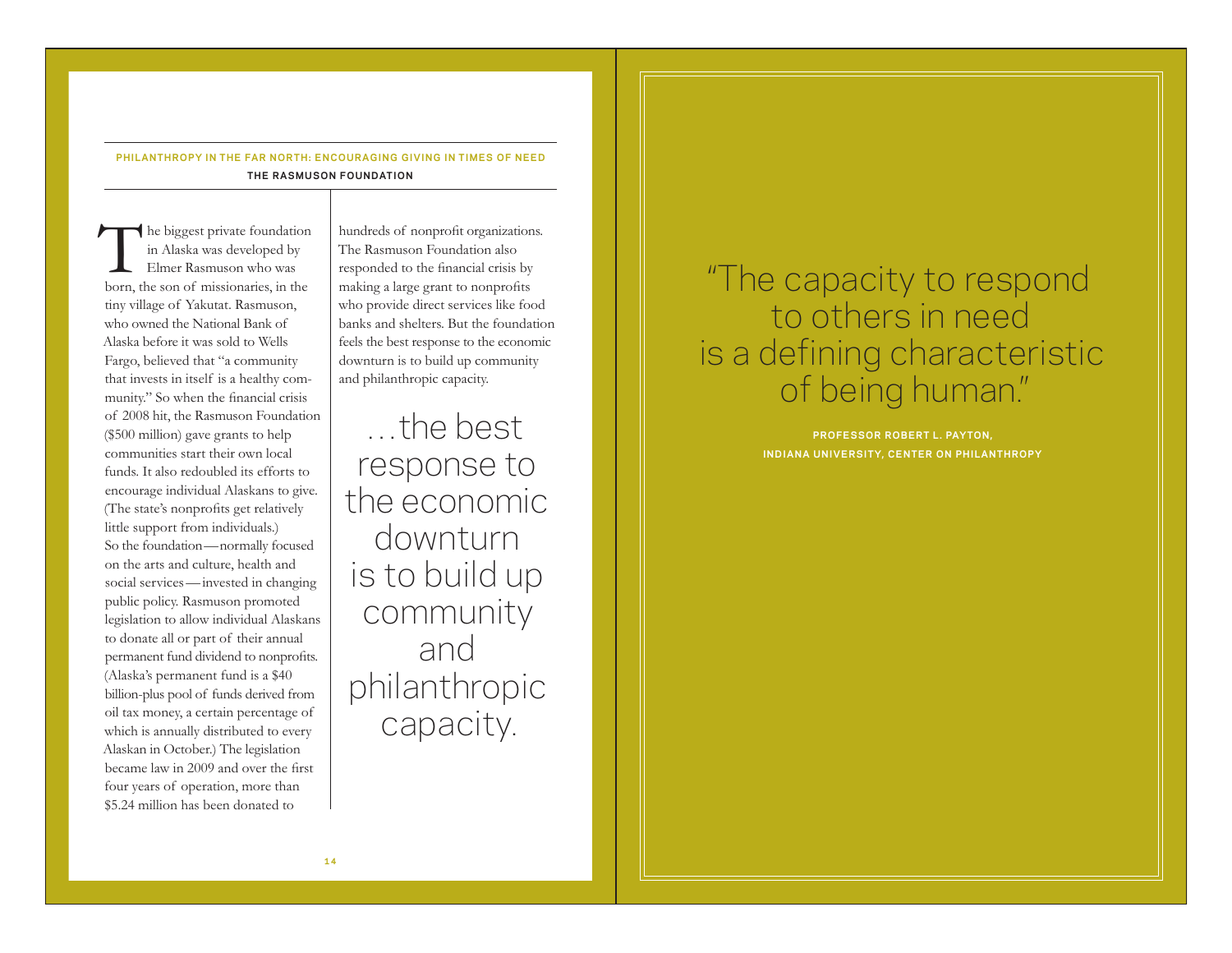## PHILANTHROPY IN THE FAR NORTH: ENCOURAGING GIVING IN TIMES OF NEED

### THE RASMUSON FOUNDATION

The biggest private foundation in Alaska was developed by Elmer Rasmuson who was born, the son of missionaries, in the tiny village of Yakutat. Rasmuson, who owned the National Bank of Alaska before it was sold to Wells Fargo, believed that "a community that invests in itself is a healthy community." So when the financial crisis of 2008 hit, the Rasmuson Foundation ($500 million) gave grants to help communities start their own local funds. It also redoubled its efforts to encourage individual Alaskans to give. (The state's nonprofits get relatively little support from individuals.) So the foundation—normally focused on the arts and culture, health and social services—invested in changing public policy. Rasmuson promoted legislation to allow individual Alaskans to donate all or part of their annual permanent fund dividend to nonprofits. (Alaska's permanent fund is a $40 billion-plus pool of funds derived from oil tax money, a certain percentage of which is annually distributed to every Alaskan in October.) The legislation became law in 2009 and over the first four years of operation, more than $5.24 million has been donated to hundreds of nonprofit organizations. The Rasmuson Foundation also responded to the financial crisis by making a large grant to nonprofits who provide direct services like food banks and shelters. But the foundation feels the best response to the economic downturn is to build up community and philanthropic capacity.

> …the best response to the economic downturn is to build up community and philanthropic capacity.

> "The capacity to respond to others in need is a defining characteristic of being human."
>
> **PROFESSOR ROBERT L. PAYTON, INDIANA UNIVERSITY, CENTER ON PHILANTHROPY**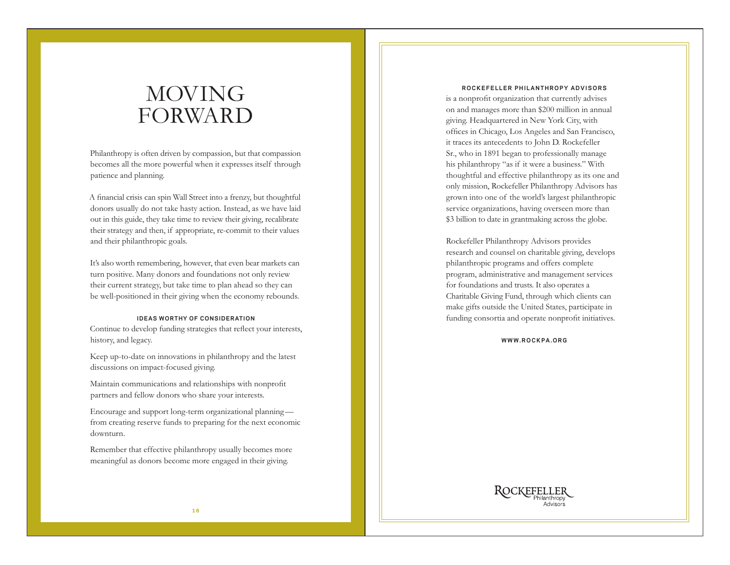# MOVING FORWARD

Philanthropy is often driven by compassion, but that compassion becomes all the more powerful when it expresses itself through patience and planning.

A financial crisis can spin Wall Street into a frenzy, but thoughtful donors usually do not take hasty action. Instead, as we have laid out in this guide, they take time to review their giving, recalibrate their strategy and then, if appropriate, re-commit to their values and their philanthropic goals.

It's also worth remembering, however, that even bear markets can turn positive. Many donors and foundations not only review their current strategy, but take time to plan ahead so they can be well-positioned in their giving when the economy rebounds.

### IDEAS WORTHY OF CONSIDERATION

Continue to develop funding strategies that reflect your interests, history, and legacy.

Keep up-to-date on innovations in philanthropy and the latest discussions on impact-focused giving.

Maintain communications and relationships with nonprofit partners and fellow donors who share your interests.

Encourage and support long-term organizational planning—from creating reserve funds to preparing for the next economic downturn.

Remember that effective philanthropy usually becomes more meaningful as donors become more engaged in their giving.

**ROCKEFELLER PHILANTHROPY ADVISORS** is a nonprofit organization that currently advises on and manages more than $200 million in annual giving. Headquartered in New York City, with offices in Chicago, Los Angeles and San Francisco, it traces its antecedents to John D. Rockefeller Sr., who in 1891 began to professionally manage his philanthropy "as if it were a business." With thoughtful and effective philanthropy as its one and only mission, Rockefeller Philanthropy Advisors has grown into one of the world's largest philanthropic service organizations, having overseen more than $3 billion to date in grantmaking across the globe.

Rockefeller Philanthropy Advisors provides research and counsel on charitable giving, develops philanthropic programs and offers complete program, administrative and management services for foundations and trusts. It also operates a Charitable Giving Fund, through which clients can make gifts outside the United States, participate in funding consortia and operate nonprofit initiatives.

**WWW.ROCKPA.ORG**

Rockefeller Philanthropy Advisors